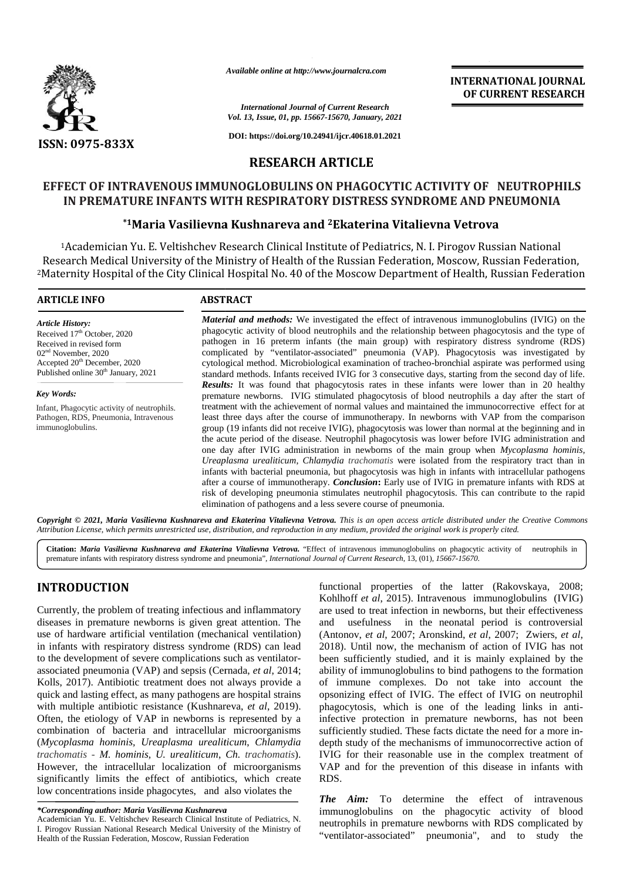*Available online at http://www.journalcra.com*

*International Journal of Current Research*
*Vol. 13, Issue, 01, pp. 15667-15670, January, 2021*

**DOI: https://doi.org/10.24941/ijcr.40618.01.2021**

**INTERNATIONAL JOURNAL OF CURRENT RESEARCH**

**ISSN: 0975-833X**

## RESEARCH ARTICLE

# EFFECT OF INTRAVENOUS IMMUNOGLOBULINS ON PHAGOCYTIC ACTIVITY OF NEUTROPHILS IN PREMATURE INFANTS WITH RESPIRATORY DISTRESS SYNDROME AND PNEUMONIA

### *[1]Maria Vasilievna Kushnareva and [2]Ekaterina Vitalievna Vetrova

[1]Academician Yu. E. Veltishchev Research Clinical Institute of Pediatrics, N. I. Pirogov Russian National Research Medical University of the Ministry of Health of the Russian Federation, Moscow, Russian Federation,
[2]Maternity Hospital of the City Clinical Hospital No. 40 of the Moscow Department of Health, Russian Federation

**ARTICLE INFO**

*Article History:*
Received 17th October, 2020
Received in revised form
02nd November, 2020
Accepted 20th December, 2020
Published online 30th January, 2021

*Key Words:*
Infant, Phagocytic activity of neutrophils. Pathogen, RDS, Pneumonia, Intravenous immunoglobulins.

**ABSTRACT**

***Material and methods:*** We investigated the effect of intravenous immunoglobulins (IVIG) on the phagocytic activity of blood neutrophils and the relationship between phagocytosis and the type of pathogen in 16 preterm infants (the main group) with respiratory distress syndrome (RDS) complicated by "ventilator-associated" pneumonia (VAP). Phagocytosis was investigated by cytological method. Microbiological examination of tracheo-bronchial aspirate was performed using standard methods. Infants received IVIG for 3 consecutive days, starting from the second day of life. ***Results:*** It was found that phagocytosis rates in these infants were lower than in 20 healthy premature newborns. IVIG stimulated phagocytosis of blood neutrophils a day after the start of treatment with the achievement of normal values and maintained the immunocorrective effect for at least three days after the course of immunotherapy. In newborns with VAP from the comparison group (19 infants did not receive IVIG), phagocytosis was lower than normal at the beginning and in the acute period of the disease. Neutrophil phagocytosis was lower before IVIG administration and one day after IVIG administration in newborns of the main group when *Mycoplasma hominis*, *Ureaplasma urealiticum*, *Chlamydia trachomatis* were isolated from the respiratory tract than in infants with bacterial pneumonia, but phagocytosis was high in infants with intracellular pathogens after a course of immunotherapy. ***Conclusion*:** Early use of IVIG in premature infants with RDS at risk of developing pneumonia stimulates neutrophil phagocytosis. This can contribute to the rapid elimination of pathogens and a less severe course of pneumonia.

***Copyright © 2021, Maria Vasilievna Kushnareva and Ekaterina Vitalievna Vetrova.*** *This is an open access article distributed under the Creative Commons Attribution License, which permits unrestricted use, distribution, and reproduction in any medium, provided the original work is properly cited.*

**Citation:** ***Maria Vasilievna Kushnareva and Ekaterina Vitalievna Vetrova.*** "Effect of intravenous immunoglobulins on phagocytic activity of neutrophils in premature infants with respiratory distress syndrome and pneumonia", *International Journal of Current Research*, 13, (01), *15667-15670.*

## INTRODUCTION

Currently, the problem of treating infectious and inflammatory diseases in premature newborns is given great attention. The use of hardware artificial ventilation (mechanical ventilation) in infants with respiratory distress syndrome (RDS) can lead to the development of severe complications such as ventilator-associated pneumonia (VAP) and sepsis (Cernada, *et al*, 2014; Kolls, 2017). Antibiotic treatment does not always provide a quick and lasting effect, as many pathogens are hospital strains with multiple antibiotic resistance (Kushnareva, *et al*, 2019). Often, the etiology of VAP in newborns is represented by a combination of bacteria and intracellular microorganisms (*Mycoplasma hominis, Ureaplasma urealiticum, Chlamydia trachomatis - M. hominis, U. urealiticum, Ch. trachomatis*). However, the intracellular localization of microorganisms significantly limits the effect of antibiotics, which create low concentrations inside phagocytes, and also violates the functional properties of the latter (Rakovskaya, 2008; Kohlhoff *et al*, 2015). Intravenous immunoglobulins (IVIG) are used to treat infection in newborns, but their effectiveness and usefulness in the neonatal period is controversial (Antonov, *et al*, 2007; Aronskind, *et al*, 2007; Zwiers, *et al*, 2018). Until now, the mechanism of action of IVIG has not been sufficiently studied, and it is mainly explained by the ability of immunoglobulins to bind pathogens to the formation of immune complexes. Do not take into account the opsonizing effect of IVIG. The effect of IVIG on neutrophil phagocytosis, which is one of the leading links in anti-infective protection in premature newborns, has not been sufficiently studied. These facts dictate the need for a more in-depth study of the mechanisms of immunocorrective action of IVIG for their reasonable use in the complex treatment of VAP and for the prevention of this disease in infants with RDS.

***The Aim:*** To determine the effect of intravenous immunoglobulins on the phagocytic activity of blood neutrophils in premature newborns with RDS complicated by "ventilator-associated" pneumonia", and to study the

**\*Corresponding author: Maria Vasilievna Kushnareva**
Academician Yu. E. Veltishchev Research Clinical Institute of Pediatrics, N. I. Pirogov Russian National Research Medical University of the Ministry of Health of the Russian Federation, Moscow, Russian Federation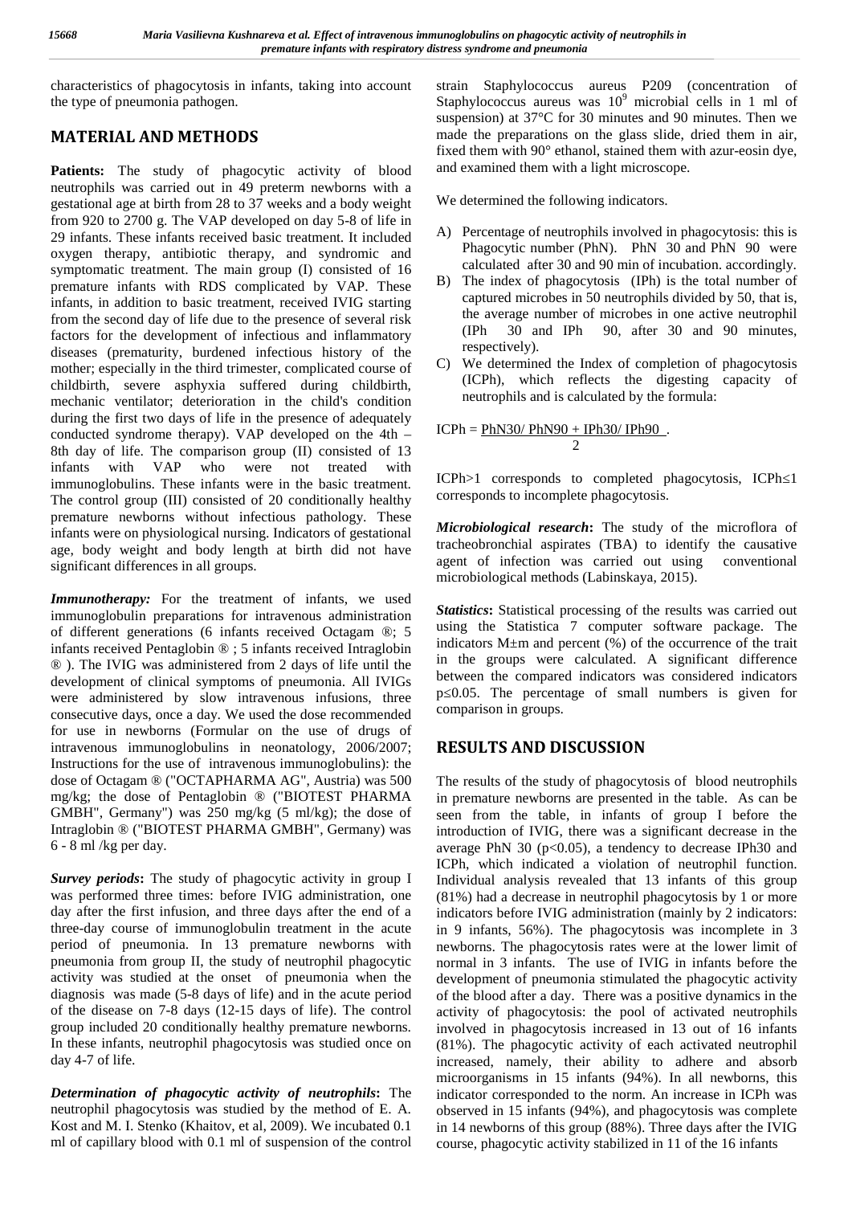characteristics of phagocytosis in infants, taking into account the type of pneumonia pathogen.

## MATERIAL AND METHODS

**Patients:** The study of phagocytic activity of blood neutrophils was carried out in 49 preterm newborns with a gestational age at birth from 28 to 37 weeks and a body weight from 920 to 2700 g. The VAP developed on day 5-8 of life in 29 infants. These infants received basic treatment. It included oxygen therapy, antibiotic therapy, and syndromic and symptomatic treatment. The main group (I) consisted of 16 premature infants with RDS complicated by VAP. These infants, in addition to basic treatment, received IVIG starting from the second day of life due to the presence of several risk factors for the development of infectious and inflammatory diseases (prematurity, burdened infectious history of the mother; especially in the third trimester, complicated course of childbirth, severe asphyxia suffered during childbirth, mechanic ventilator; deterioration in the child's condition during the first two days of life in the presence of adequately conducted syndrome therapy). VAP developed on the 4th – 8th day of life. The comparison group (II) consisted of 13 infants with VAP who were not treated with immunoglobulins. These infants were in the basic treatment. The control group (III) consisted of 20 conditionally healthy premature newborns without infectious pathology. These infants were on physiological nursing. Indicators of gestational age, body weight and body length at birth did not have significant differences in all groups.

***Immunotherapy:*** For the treatment of infants, we used immunoglobulin preparations for intravenous administration of different generations (6 infants received Octagam ®; 5 infants received Pentaglobin ® ; 5 infants received Intraglobin ® ). The IVIG was administered from 2 days of life until the development of clinical symptoms of pneumonia. All IVIGs were administered by slow intravenous infusions, three consecutive days, once a day. We used the dose recommended for use in newborns (Formular on the use of drugs of intravenous immunoglobulins in neonatology, 2006/2007; Instructions for the use of intravenous immunoglobulins): the dose of Octagam ® ("OCTAPHARMA AG", Austria) was 500 mg/kg; the dose of Pentaglobin ® ("BIOTEST PHARMA GMBH", Germany") was 250 mg/kg (5 ml/kg); the dose of Intraglobin ® ("BIOTEST PHARMA GMBH", Germany) was 6 - 8 ml /kg per day.

***Survey periods*:** The study of phagocytic activity in group I was performed three times: before IVIG administration, one day after the first infusion, and three days after the end of a three-day course of immunoglobulin treatment in the acute period of pneumonia. In 13 premature newborns with pneumonia from group II, the study of neutrophil phagocytic activity was studied at the onset of pneumonia when the diagnosis was made (5-8 days of life) and in the acute period of the disease on 7-8 days (12-15 days of life). The control group included 20 conditionally healthy premature newborns. In these infants, neutrophil phagocytosis was studied once on day 4-7 of life.

***Determination of phagocytic activity of neutrophils*:** The neutrophil phagocytosis was studied by the method of E. A. Kost and M. I. Stenko (Khaitov, et al, 2009). We incubated 0.1 ml of capillary blood with 0.1 ml of suspension of the control strain Staphylococcus aureus P209 (concentration of Staphylococcus aureus was $10^9$ microbial cells in 1 ml of suspension) at 37°C for 30 minutes and 90 minutes. Then we made the preparations on the glass slide, dried them in air, fixed them with 90° ethanol, stained them with azur-eosin dye, and examined them with a light microscope.

We determined the following indicators.

A) Percentage of neutrophils involved in phagocytosis: this is Phagocytic number (PhN). PhN 30 and PhN 90 were calculated after 30 and 90 min of incubation. accordingly.
B) The index of phagocytosis (IPh) is the total number of captured microbes in 50 neutrophils divided by 50, that is, the average number of microbes in one active neutrophil (IPh 30 and IPh 90, after 30 and 90 minutes, respectively).
C) We determined the Index of completion of phagocytosis (ICPh), which reflects the digesting capacity of neutrophils and is calculated by the formula:

$$ICPh = \frac{PhN30/\ PhN90 + IPh30/\ IPh90}{2}.$$

ICPh>1 corresponds to completed phagocytosis, ICPh≤1 corresponds to incomplete phagocytosis.

***Microbiological research*:** The study of the microflora of tracheobronchial aspirates (TBA) to identify the causative agent of infection was carried out using conventional microbiological methods (Labinskaya, 2015).

***Statistics*:** Statistical processing of the results was carried out using the Statistica 7 computer software package. The indicators M±m and percent (%) of the occurrence of the trait in the groups were calculated. A significant difference between the compared indicators was considered indicators $p \le 0.05$. The percentage of small numbers is given for comparison in groups.

## RESULTS AND DISCUSSION

The results of the study of phagocytosis of blood neutrophils in premature newborns are presented in the table. As can be seen from the table, in infants of group I before the introduction of IVIG, there was a significant decrease in the average PhN 30 ($p<0.05$), a tendency to decrease IPh30 and ICPh, which indicated a violation of neutrophil function. Individual analysis revealed that 13 infants of this group (81%) had a decrease in neutrophil phagocytosis by 1 or more indicators before IVIG administration (mainly by 2 indicators: in 9 infants, 56%). The phagocytosis was incomplete in 3 newborns. The phagocytosis rates were at the lower limit of normal in 3 infants. The use of IVIG in infants before the development of pneumonia stimulated the phagocytic activity of the blood after a day. There was a positive dynamics in the activity of phagocytosis: the pool of activated neutrophils involved in phagocytosis increased in 13 out of 16 infants (81%). The phagocytic activity of each activated neutrophil increased, namely, their ability to adhere and absorb microorganisms in 15 infants (94%). In all newborns, this indicator corresponded to the norm. An increase in ICPh was observed in 15 infants (94%), and phagocytosis was complete in 14 newborns of this group (88%). Three days after the IVIG course, phagocytic activity stabilized in 11 of the 16 infants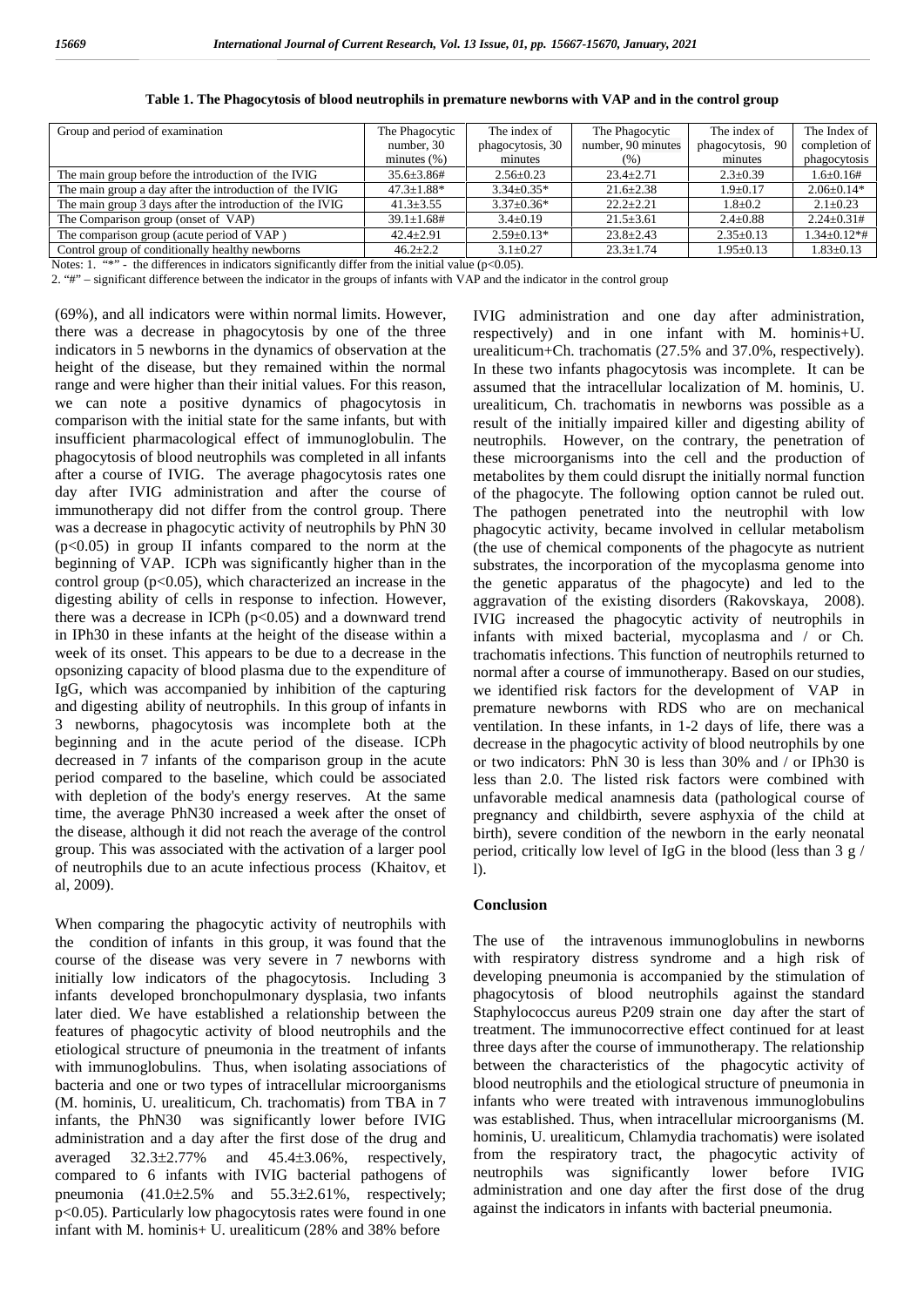**Table 1. The Phagocytosis of blood neutrophils in premature newborns with VAP and in the control group**

| Group and period of examination | The Phagocytic number, 30 minutes (%) | The index of phagocytosis, 30 minutes | The Phagocytic number, 90 minutes (%) | The index of phagocytosis, 90 minutes | The Index of completion of phagocytosis |
|---|---|---|---|---|---|
| The main group before the introduction of the IVIG | 35.6±3.86# | 2.56±0.23 | 23.4±2.71 | 2.3±0.39 | 1.6±0.16# |
| The main group a day after the introduction of the IVIG | 47.3±1.88* | 3.34±0.35* | 21.6±2.38 | 1.9±0.17 | 2.06±0.14* |
| The main group 3 days after the introduction of the IVIG | 41.3±3.55 | 3.37±0.36* | 22.2±2.21 | 1.8±0.2 | 2.1±0.23 |
| The Comparison group (onset of VAP) | 39.1±1.68# | 3.4±0.19 | 21.5±3.61 | 2.4±0.88 | 2.24±0.31# |
| The comparison group (acute period of VAP ) | 42.4±2.91 | 2.59±0.13* | 23.8±2.43 | 2.35±0.13 | 1.34±0.12*# |
| Control group of conditionally healthy newborns | 46.2±2.2 | 3.1±0.27 | 23.3±1.74 | 1.95±0.13 | 1.83±0.13 |

Notes: 1. "*" - the differences in indicators significantly differ from the initial value ($p<0.05$).

2. "#" – significant difference between the indicator in the groups of infants with VAP and the indicator in the control group

(69%), and all indicators were within normal limits. However, there was a decrease in phagocytosis by one of the three indicators in 5 newborns in the dynamics of observation at the height of the disease, but they remained within the normal range and were higher than their initial values. For this reason, we can note a positive dynamics of phagocytosis in comparison with the initial state for the same infants, but with insufficient pharmacological effect of immunoglobulin. The phagocytosis of blood neutrophils was completed in all infants after a course of IVIG. The average phagocytosis rates one day after IVIG administration and after the course of immunotherapy did not differ from the control group. There was a decrease in phagocytic activity of neutrophils by PhN 30 ($p<0.05$) in group II infants compared to the norm at the beginning of VAP. ICPh was significantly higher than in the control group ($p<0.05$), which characterized an increase in the digesting ability of cells in response to infection. However, there was a decrease in ICPh ($p<0.05$) and a downward trend in IPh30 in these infants at the height of the disease within a week of its onset. This appears to be due to a decrease in the opsonizing capacity of blood plasma due to the expenditure of IgG, which was accompanied by inhibition of the capturing and digesting ability of neutrophils. In this group of infants in 3 newborns, phagocytosis was incomplete both at the beginning and in the acute period of the disease. ICPh decreased in 7 infants of the comparison group in the acute period compared to the baseline, which could be associated with depletion of the body's energy reserves. At the same time, the average PhN30 increased a week after the onset of the disease, although it did not reach the average of the control group. This was associated with the activation of a larger pool of neutrophils due to an acute infectious process (Khaitov, et al, 2009).

When comparing the phagocytic activity of neutrophils with the condition of infants in this group, it was found that the course of the disease was very severe in 7 newborns with initially low indicators of the phagocytosis. Including 3 infants developed bronchopulmonary dysplasia, two infants later died. We have established a relationship between the features of phagocytic activity of blood neutrophils and the etiological structure of pneumonia in the treatment of infants with immunoglobulins. Thus, when isolating associations of bacteria and one or two types of intracellular microorganisms (M. hominis, U. urealiticum, Ch. trachomatis) from TBA in 7 infants, the PhN30 was significantly lower before IVIG administration and a day after the first dose of the drug and averaged 32.3±2.77% and 45.4±3.06%, respectively, compared to 6 infants with IVIG bacterial pathogens of pneumonia (41.0±2.5% and 55.3±2.61%, respectively; $p<0.05$). Particularly low phagocytosis rates were found in one infant with M. hominis+ U. urealiticum (28% and 38% before IVIG administration and one day after administration, respectively) and in one infant with M. hominis+U. urealiticum+Ch. trachomatis (27.5% and 37.0%, respectively). In these two infants phagocytosis was incomplete. It can be assumed that the intracellular localization of M. hominis, U. urealiticum, Ch. trachomatis in newborns was possible as a result of the initially impaired killer and digesting ability of neutrophils. However, on the contrary, the penetration of these microorganisms into the cell and the production of metabolites by them could disrupt the initially normal function of the phagocyte. The following option cannot be ruled out. The pathogen penetrated into the neutrophil with low phagocytic activity, became involved in cellular metabolism (the use of chemical components of the phagocyte as nutrient substrates, the incorporation of the mycoplasma genome into the genetic apparatus of the phagocyte) and led to the aggravation of the existing disorders (Rakovskaya, 2008). IVIG increased the phagocytic activity of neutrophils in infants with mixed bacterial, mycoplasma and / or Ch. trachomatis infections. This function of neutrophils returned to normal after a course of immunotherapy. Based on our studies, we identified risk factors for the development of VAP in premature newborns with RDS who are on mechanical ventilation. In these infants, in 1-2 days of life, there was a decrease in the phagocytic activity of blood neutrophils by one or two indicators: PhN 30 is less than 30% and / or IPh30 is less than 2.0. The listed risk factors were combined with unfavorable medical anamnesis data (pathological course of pregnancy and childbirth, severe asphyxia of the child at birth), severe condition of the newborn in the early neonatal period, critically low level of IgG in the blood (less than 3 g / l).

## Conclusion

The use of the intravenous immunoglobulins in newborns with respiratory distress syndrome and a high risk of developing pneumonia is accompanied by the stimulation of phagocytosis of blood neutrophils against the standard Staphylococcus aureus P209 strain one day after the start of treatment. The immunocorrective effect continued for at least three days after the course of immunotherapy. The relationship between the characteristics of the phagocytic activity of blood neutrophils and the etiological structure of pneumonia in infants who were treated with intravenous immunoglobulins was established. Thus, when intracellular microorganisms (M. hominis, U. urealiticum, Chlamydia trachomatis) were isolated from the respiratory tract, the phagocytic activity of neutrophils was significantly lower before IVIG administration and one day after the first dose of the drug against the indicators in infants with bacterial pneumonia.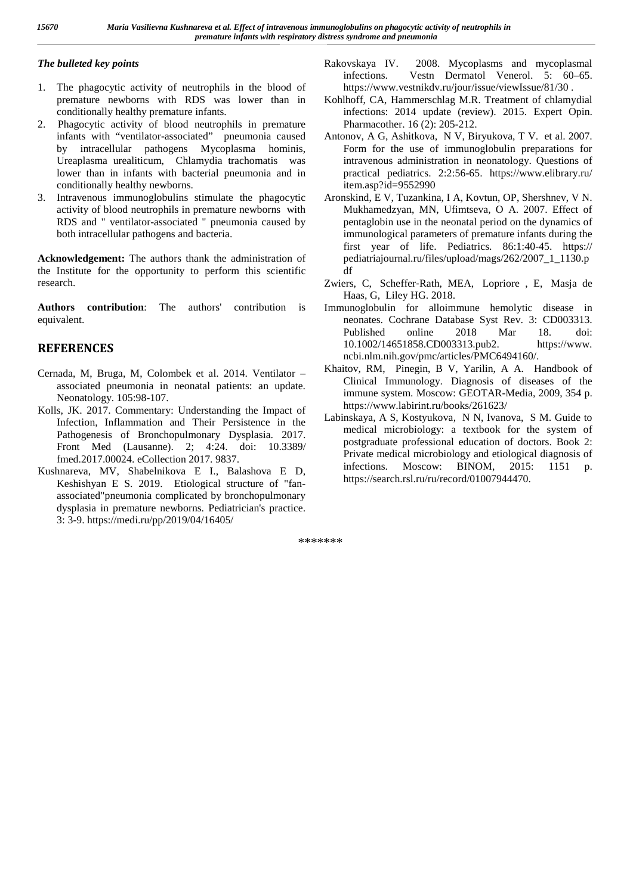*The bulleted key points*

1. The phagocytic activity of neutrophils in the blood of premature newborns with RDS was lower than in conditionally healthy premature infants.
2. Phagocytic activity of blood neutrophils in premature infants with "ventilator-associated" pneumonia caused by intracellular pathogens Mycoplasma hominis, Ureaplasma urealiticum, Chlamydia trachomatis was lower than in infants with bacterial pneumonia and in conditionally healthy newborns.
3. Intravenous immunoglobulins stimulate the phagocytic activity of blood neutrophils in premature newborns with RDS and " ventilator-associated " pneumonia caused by both intracellular pathogens and bacteria.

**Acknowledgement:** The authors thank the administration of the Institute for the opportunity to perform this scientific research.

**Authors contribution**: The authors' contribution is equivalent.

## REFERENCES

Cernada, M, Bruga, M, Colombek et al. 2014. Ventilator – associated pneumonia in neonatal patients: an update. Neonatology. 105:98-107.

Kolls, JK. 2017. Commentary: Understanding the Impact of Infection, Inflammation and Their Persistence in the Pathogenesis of Bronchopulmonary Dysplasia. 2017. Front Med (Lausanne). 2; 4:24. doi: 10.3389/fmed.2017.00024. eCollection 2017. 9837.

Kushnareva, MV, Shabelnikova E I., Balashova E D, Keshishyan E S. 2019. Etiological structure of "fan-associated"pneumonia complicated by bronchopulmonary dysplasia in premature newborns. Pediatrician's practice. 3: 3-9. https://medi.ru/pp/2019/04/16405/

Rakovskaya IV. 2008. Mycoplasms and mycoplasmal infections. Vestn Dermatol Venerol. 5: 60–65. https://www.vestnikdv.ru/jour/issue/viewIssue/81/30 .

Kohlhoff, CA, Hammerschlag M.R. Treatment of chlamydial infections: 2014 update (review). 2015. Expert Opin. Pharmacother. 16 (2): 205-212.

Antonov, A G, Ashitkova, N V, Biryukova, T V. et al. 2007. Form for the use of immunoglobulin preparations for intravenous administration in neonatology. Questions of practical pediatrics. 2:2:56-65. https://www.elibrary.ru/item.asp?id=9552990

Aronskind, E V, Tuzankina, I A, Kovtun, OP, Shershnev, V N. Mukhamedzyan, MN, Ufimtseva, O A. 2007. Effect of pentaglobin use in the neonatal period on the dynamics of immunological parameters of premature infants during the first year of life. Pediatrics. 86:1:40-45. https://pediatriajournal.ru/files/upload/mags/262/2007_1_1130.pdf

Zwiers, C, Scheffer-Rath, MEA, Lopriore , E, Masja de Haas, G, Liley HG. 2018.

Immunoglobulin for alloimmune hemolytic disease in neonates. Cochrane Database Syst Rev. 3: CD003313. Published online 2018 Mar 18. doi: 10.1002/14651858.CD003313.pub2. https://www.ncbi.nlm.nih.gov/pmc/articles/PMC6494160/.

Khaitov, RM, Pinegin, B V, Yarilin, A A. Handbook of Clinical Immunology. Diagnosis of diseases of the immune system. Moscow: GEOTAR-Media, 2009, 354 p. https://www.labirint.ru/books/261623/

Labinskaya, A S, Kostyukova, N N, Ivanova, S M. Guide to medical microbiology: a textbook for the system of postgraduate professional education of doctors. Book 2: Private medical microbiology and etiological diagnosis of infections. Moscow: BINOM, 2015: 1151 p. https://search.rsl.ru/ru/record/01007944470.

*******